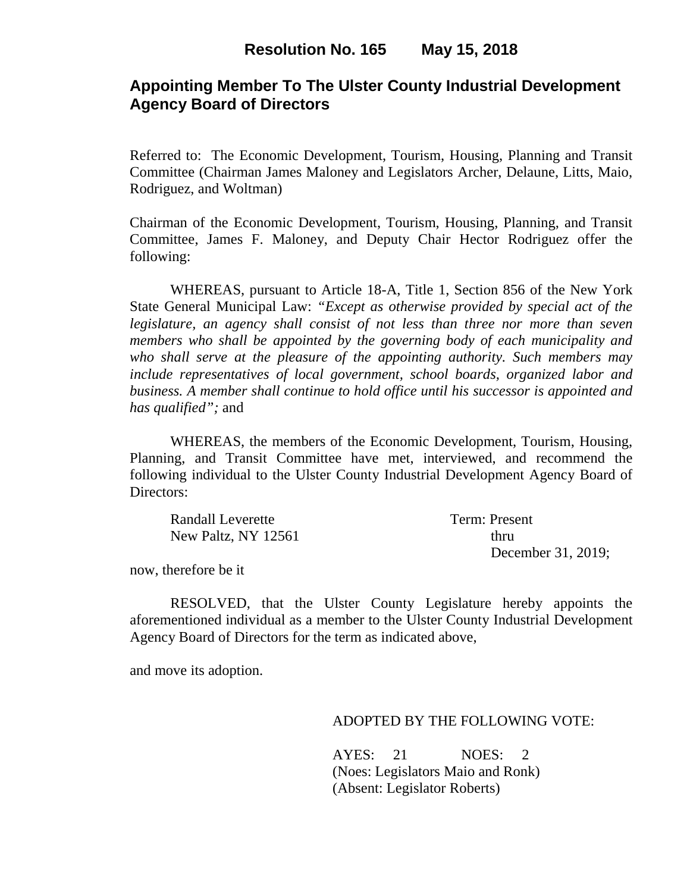**Resolution No. 165 May 15, 2018**

## Appointing Member To The Ulster County Industrial Development Agency Board of Directors

Referred to: The Economic Development, Tourism, Housing, Planning and Transit Committee (Chairman James Maloney and Legislators Archer, Delaune, Litts, Maio, Rodriguez, and Woltman)

Chairman of the Economic Development, Tourism, Housing, Planning, and Transit Committee, James F. Maloney, and Deputy Chair Hector Rodriguez offer the following:

WHEREAS, pursuant to Article 18-A, Title 1, Section 856 of the New York State General Municipal Law: *"Except as otherwise provided by special act of the legislature, an agency shall consist of not less than three nor more than seven members who shall be appointed by the governing body of each municipality and who shall serve at the pleasure of the appointing authority. Such members may include representatives of local government, school boards, organized labor and business. A member shall continue to hold office until his successor is appointed and has qualified";* and

WHEREAS, the members of the Economic Development, Tourism, Housing, Planning, and Transit Committee have met, interviewed, and recommend the following individual to the Ulster County Industrial Development Agency Board of Directors:

Randall Leverette
New Paltz, NY 12561

Term: Present thru December 31, 2019;

now, therefore be it

RESOLVED, that the Ulster County Legislature hereby appoints the aforementioned individual as a member to the Ulster County Industrial Development Agency Board of Directors for the term as indicated above,

and move its adoption.

ADOPTED BY THE FOLLOWING VOTE:

AYES: 21 NOES: 2
(Noes: Legislators Maio and Ronk)
(Absent: Legislator Roberts)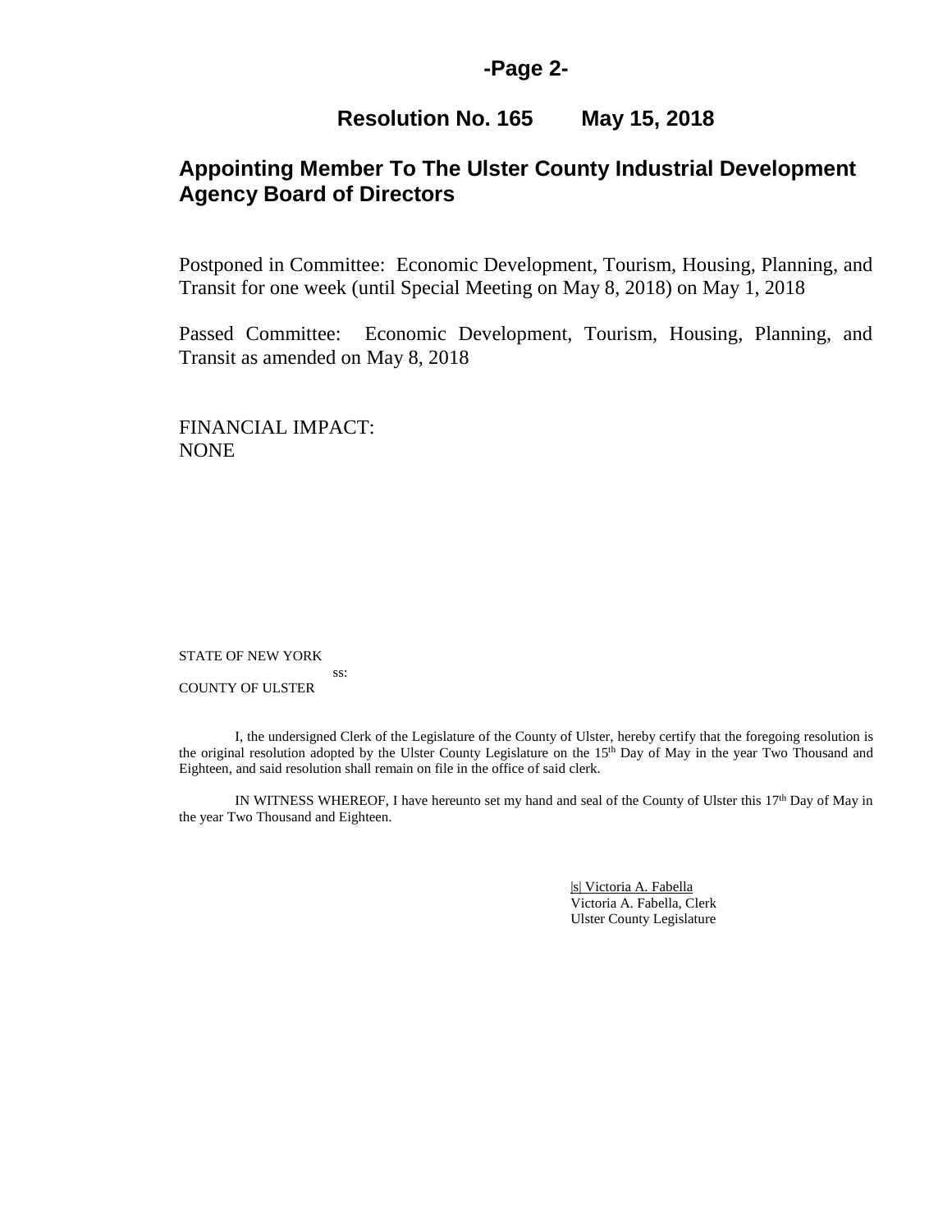## Resolution No. 165 May 15, 2018

## Appointing Member To The Ulster County Industrial Development Agency Board of Directors

Postponed in Committee: Economic Development, Tourism, Housing, Planning, and Transit for one week (until Special Meeting on May 8, 2018) on May 1, 2018

Passed Committee: Economic Development, Tourism, Housing, Planning, and Transit as amended on May 8, 2018

FINANCIAL IMPACT:
NONE

STATE OF NEW YORK
ss:
COUNTY OF ULSTER

I, the undersigned Clerk of the Legislature of the County of Ulster, hereby certify that the foregoing resolution is the original resolution adopted by the Ulster County Legislature on the 15th Day of May in the year Two Thousand and Eighteen, and said resolution shall remain on file in the office of said clerk.

IN WITNESS WHEREOF, I have hereunto set my hand and seal of the County of Ulster this 17th Day of May in the year Two Thousand and Eighteen.

|s| Victoria A. Fabella
Victoria A. Fabella, Clerk
Ulster County Legislature